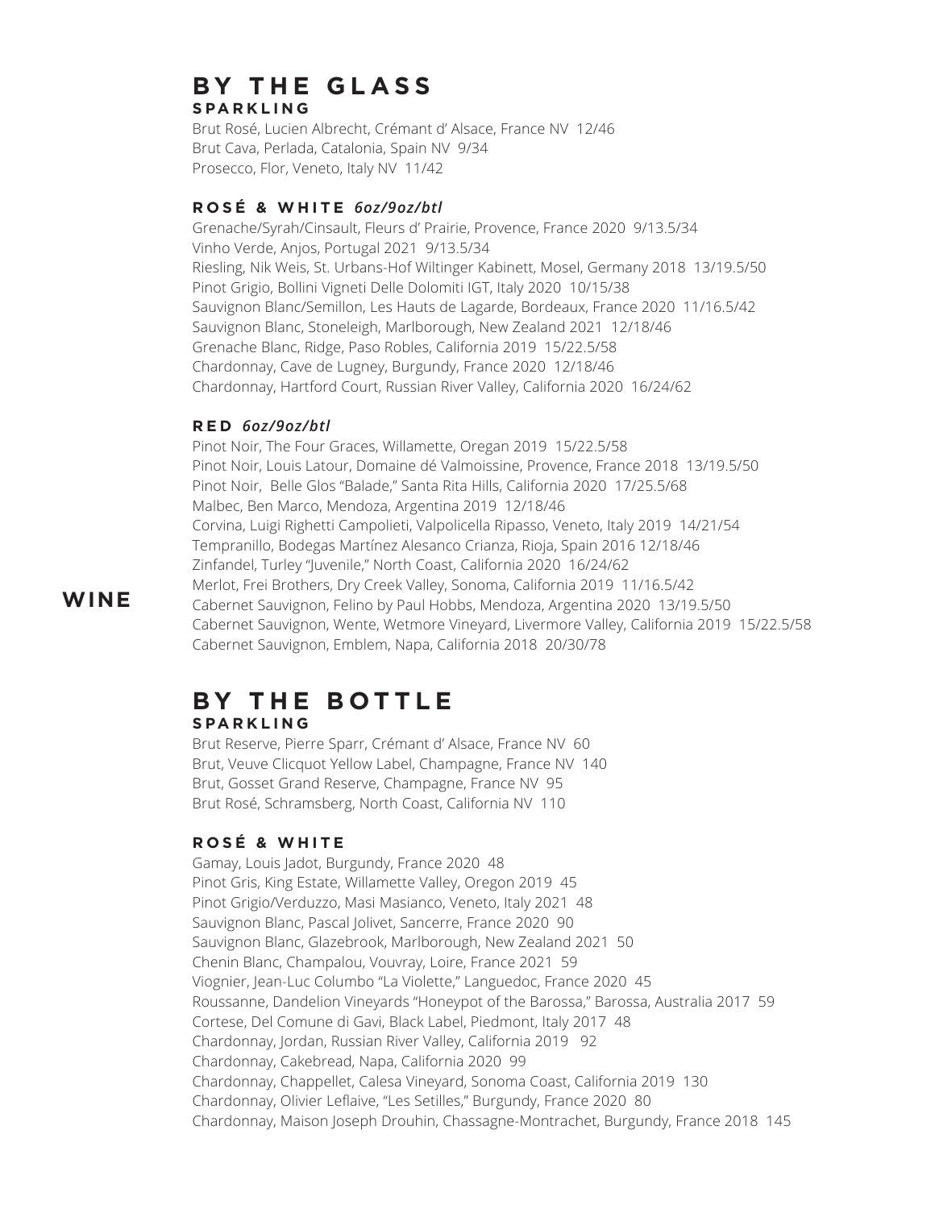# WINE

## BY THE GLASS

### SPARKLING

Brut Rosé, Lucien Albrecht, Crémant d' Alsace, France NV 12/46
Brut Cava, Perlada, Catalonia, Spain NV 9/34
Prosecco, Flor, Veneto, Italy NV 11/42

### ROSÉ & WHITE *6oz/9oz/btl*

Grenache/Syrah/Cinsault, Fleurs d' Prairie, Provence, France 2020 9/13.5/34
Vinho Verde, Anjos, Portugal 2021 9/13.5/34
Riesling, Nik Weis, St. Urbans-Hof Wiltinger Kabinett, Mosel, Germany 2018 13/19.5/50
Pinot Grigio, Bollini Vigneti Delle Dolomiti IGT, Italy 2020 10/15/38
Sauvignon Blanc/Semillon, Les Hauts de Lagarde, Bordeaux, France 2020 11/16.5/42
Sauvignon Blanc, Stoneleigh, Marlborough, New Zealand 2021 12/18/46
Grenache Blanc, Ridge, Paso Robles, California 2019 15/22.5/58
Chardonnay, Cave de Lugney, Burgundy, France 2020 12/18/46
Chardonnay, Hartford Court, Russian River Valley, California 2020 16/24/62

### RED *6oz/9oz/btl*

Pinot Noir, The Four Graces, Willamette, Oregan 2019 15/22.5/58
Pinot Noir, Louis Latour, Domaine dé Valmoissine, Provence, France 2018 13/19.5/50
Pinot Noir, Belle Glos "Balade," Santa Rita Hills, California 2020 17/25.5/68
Malbec, Ben Marco, Mendoza, Argentina 2019 12/18/46
Corvina, Luigi Righetti Campolieti, Valpolicella Ripasso, Veneto, Italy 2019 14/21/54
Tempranillo, Bodegas Martínez Alesanco Crianza, Rioja, Spain 2016 12/18/46
Zinfandel, Turley "Juvenile," North Coast, California 2020 16/24/62
Merlot, Frei Brothers, Dry Creek Valley, Sonoma, California 2019 11/16.5/42
Cabernet Sauvignon, Felino by Paul Hobbs, Mendoza, Argentina 2020 13/19.5/50
Cabernet Sauvignon, Wente, Wetmore Vineyard, Livermore Valley, California 2019 15/22.5/58
Cabernet Sauvignon, Emblem, Napa, California 2018 20/30/78

## BY THE BOTTLE

### SPARKLING

Brut Reserve, Pierre Sparr, Crémant d' Alsace, France NV 60
Brut, Veuve Clicquot Yellow Label, Champagne, France NV 140
Brut, Gosset Grand Reserve, Champagne, France NV 95
Brut Rosé, Schramsberg, North Coast, California NV 110

### ROSÉ & WHITE

Gamay, Louis Jadot, Burgundy, France 2020 48
Pinot Gris, King Estate, Willamette Valley, Oregon 2019 45
Pinot Grigio/Verduzzo, Masi Masianco, Veneto, Italy 2021 48
Sauvignon Blanc, Pascal Jolivet, Sancerre, France 2020 90
Sauvignon Blanc, Glazebrook, Marlborough, New Zealand 2021 50
Chenin Blanc, Champalou, Vouvray, Loire, France 2021 59
Viognier, Jean-Luc Columbo "La Violette," Languedoc, France 2020 45
Roussanne, Dandelion Vineyards "Honeypot of the Barossa," Barossa, Australia 2017 59
Cortese, Del Comune di Gavi, Black Label, Piedmont, Italy 2017 48
Chardonnay, Jordan, Russian River Valley, California 2019 92
Chardonnay, Cakebread, Napa, California 2020 99
Chardonnay, Chappellet, Calesa Vineyard, Sonoma Coast, California 2019 130
Chardonnay, Olivier Leflaive, "Les Setilles," Burgundy, France 2020 80
Chardonnay, Maison Joseph Drouhin, Chassagne-Montrachet, Burgundy, France 2018 145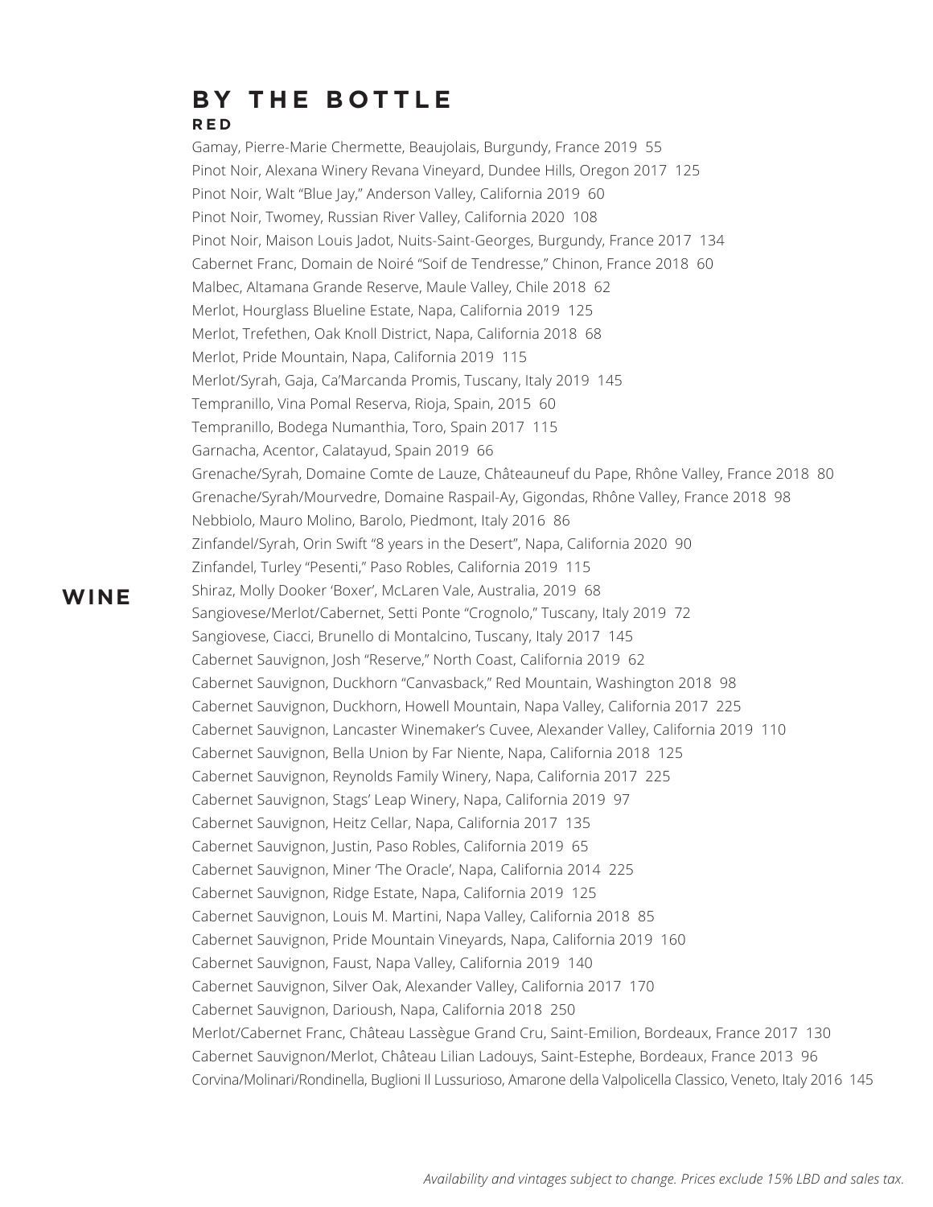# BY THE BOTTLE

## RED

## WINE

Gamay, Pierre-Marie Chermette, Beaujolais, Burgundy, France 2019  55
Pinot Noir, Alexana Winery Revana Vineyard, Dundee Hills, Oregon 2017  125
Pinot Noir, Walt "Blue Jay," Anderson Valley, California 2019  60
Pinot Noir, Twomey, Russian River Valley, California 2020  108
Pinot Noir, Maison Louis Jadot, Nuits-Saint-Georges, Burgundy, France 2017  134
Cabernet Franc, Domain de Noiré "Soif de Tendresse," Chinon, France 2018  60
Malbec, Altamana Grande Reserve, Maule Valley, Chile 2018  62
Merlot, Hourglass Blueline Estate, Napa, California 2019  125
Merlot, Trefethen, Oak Knoll District, Napa, California 2018  68
Merlot, Pride Mountain, Napa, California 2019  115
Merlot/Syrah, Gaja, Ca'Marcanda Promis, Tuscany, Italy 2019  145
Tempranillo, Vina Pomal Reserva, Rioja, Spain, 2015  60
Tempranillo, Bodega Numanthia, Toro, Spain 2017  115
Garnacha, Acentor, Calatayud, Spain 2019  66
Grenache/Syrah, Domaine Comte de Lauze, Châteauneuf du Pape, Rhône Valley, France 2018  80
Grenache/Syrah/Mourvedre, Domaine Raspail-Ay, Gigondas, Rhône Valley, France 2018  98
Nebbiolo, Mauro Molino, Barolo, Piedmont, Italy 2016  86
Zinfandel/Syrah, Orin Swift "8 years in the Desert", Napa, California 2020  90
Zinfandel, Turley "Pesenti," Paso Robles, California 2019  115
Shiraz, Molly Dooker 'Boxer', McLaren Vale, Australia, 2019  68
Sangiovese/Merlot/Cabernet, Setti Ponte "Crognolo," Tuscany, Italy 2019  72
Sangiovese, Ciacci, Brunello di Montalcino, Tuscany, Italy 2017  145
Cabernet Sauvignon, Josh "Reserve," North Coast, California 2019  62
Cabernet Sauvignon, Duckhorn "Canvasback," Red Mountain, Washington 2018  98
Cabernet Sauvignon, Duckhorn, Howell Mountain, Napa Valley, California 2017  225
Cabernet Sauvignon, Lancaster Winemaker's Cuvee, Alexander Valley, California 2019  110
Cabernet Sauvignon, Bella Union by Far Niente, Napa, California 2018  125
Cabernet Sauvignon, Reynolds Family Winery, Napa, California 2017  225
Cabernet Sauvignon, Stags' Leap Winery, Napa, California 2019  97
Cabernet Sauvignon, Heitz Cellar, Napa, California 2017  135
Cabernet Sauvignon, Justin, Paso Robles, California 2019  65
Cabernet Sauvignon, Miner 'The Oracle', Napa, California 2014  225
Cabernet Sauvignon, Ridge Estate, Napa, California 2019  125
Cabernet Sauvignon, Louis M. Martini, Napa Valley, California 2018  85
Cabernet Sauvignon, Pride Mountain Vineyards, Napa, California 2019  160
Cabernet Sauvignon, Faust, Napa Valley, California 2019  140
Cabernet Sauvignon, Silver Oak, Alexander Valley, California 2017  170
Cabernet Sauvignon, Darioush, Napa, California 2018  250
Merlot/Cabernet Franc, Château Lassègue Grand Cru, Saint-Emilion, Bordeaux, France 2017  130
Cabernet Sauvignon/Merlot, Château Lilian Ladouys, Saint-Estephe, Bordeaux, France 2013  96
Corvina/Molinari/Rondinella, Buglioni Il Lussurioso, Amarone della Valpolicella Classico, Veneto, Italy 2016  145

*Availability and vintages subject to change. Prices exclude 15% LBD and sales tax.*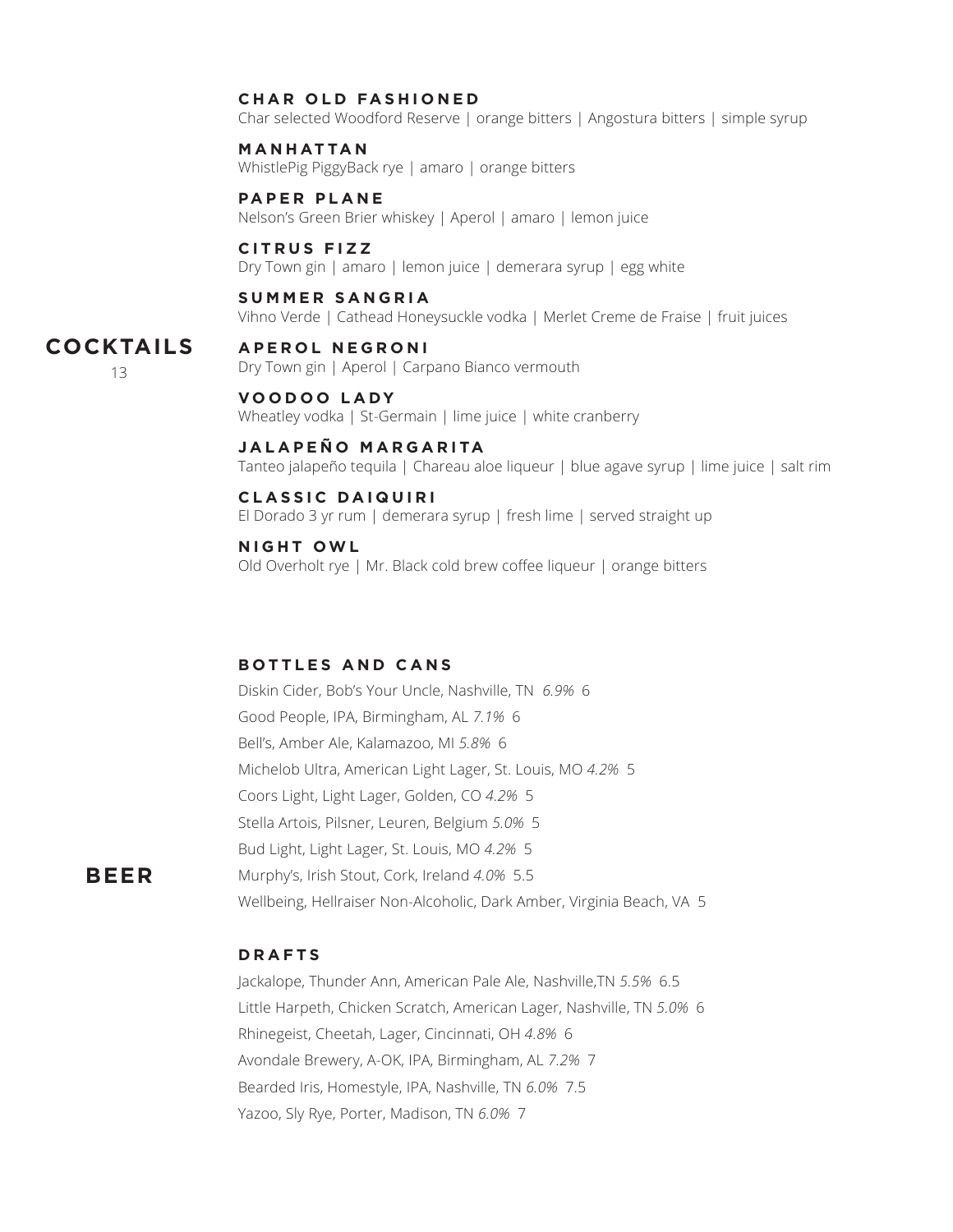## COCKTAILS

13

**CHAR OLD FASHIONED**
Char selected Woodford Reserve | orange bitters | Angostura bitters | simple syrup

**MANHATTAN**
WhistlePig PiggyBack rye | amaro | orange bitters

**PAPER PLANE**
Nelson's Green Brier whiskey | Aperol | amaro | lemon juice

**CITRUS FIZZ**
Dry Town gin | amaro | lemon juice | demerara syrup | egg white

**SUMMER SANGRIA**
Vihno Verde | Cathead Honeysuckle vodka | Merlet Creme de Fraise | fruit juices

**APEROL NEGRONI**
Dry Town gin | Aperol | Carpano Bianco vermouth

**VOODOO LADY**
Wheatley vodka | St-Germain | lime juice | white cranberry

**JALAPEÑO MARGARITA**
Tanteo jalapeño tequila | Chareau aloe liqueur | blue agave syrup | lime juice | salt rim

**CLASSIC DAIQUIRI**
El Dorado 3 yr rum | demerara syrup | fresh lime | served straight up

**NIGHT OWL**
Old Overholt rye | Mr. Black cold brew coffee liqueur | orange bitters

## BEER

### BOTTLES AND CANS

Diskin Cider, Bob's Your Uncle, Nashville, TN *6.9%* 6

Good People, IPA, Birmingham, AL *7.1%* 6

Bell's, Amber Ale, Kalamazoo, MI *5.8%* 6

Michelob Ultra, American Light Lager, St. Louis, MO *4.2%* 5

Coors Light, Light Lager, Golden, CO *4.2%* 5

Stella Artois, Pilsner, Leuren, Belgium *5.0%* 5

Bud Light, Light Lager, St. Louis, MO *4.2%* 5

Murphy's, Irish Stout, Cork, Ireland *4.0%* 5.5

Wellbeing, Hellraiser Non-Alcoholic, Dark Amber, Virginia Beach, VA 5

### DRAFTS

Jackalope, Thunder Ann, American Pale Ale, Nashville,TN *5.5%* 6.5

Little Harpeth, Chicken Scratch, American Lager, Nashville, TN *5.0%* 6

Rhinegeist, Cheetah, Lager, Cincinnati, OH *4.8%* 6

Avondale Brewery, A-OK, IPA, Birmingham, AL *7.2%* 7

Bearded Iris, Homestyle, IPA, Nashville, TN *6.0%* 7.5

Yazoo, Sly Rye, Porter, Madison, TN *6.0%* 7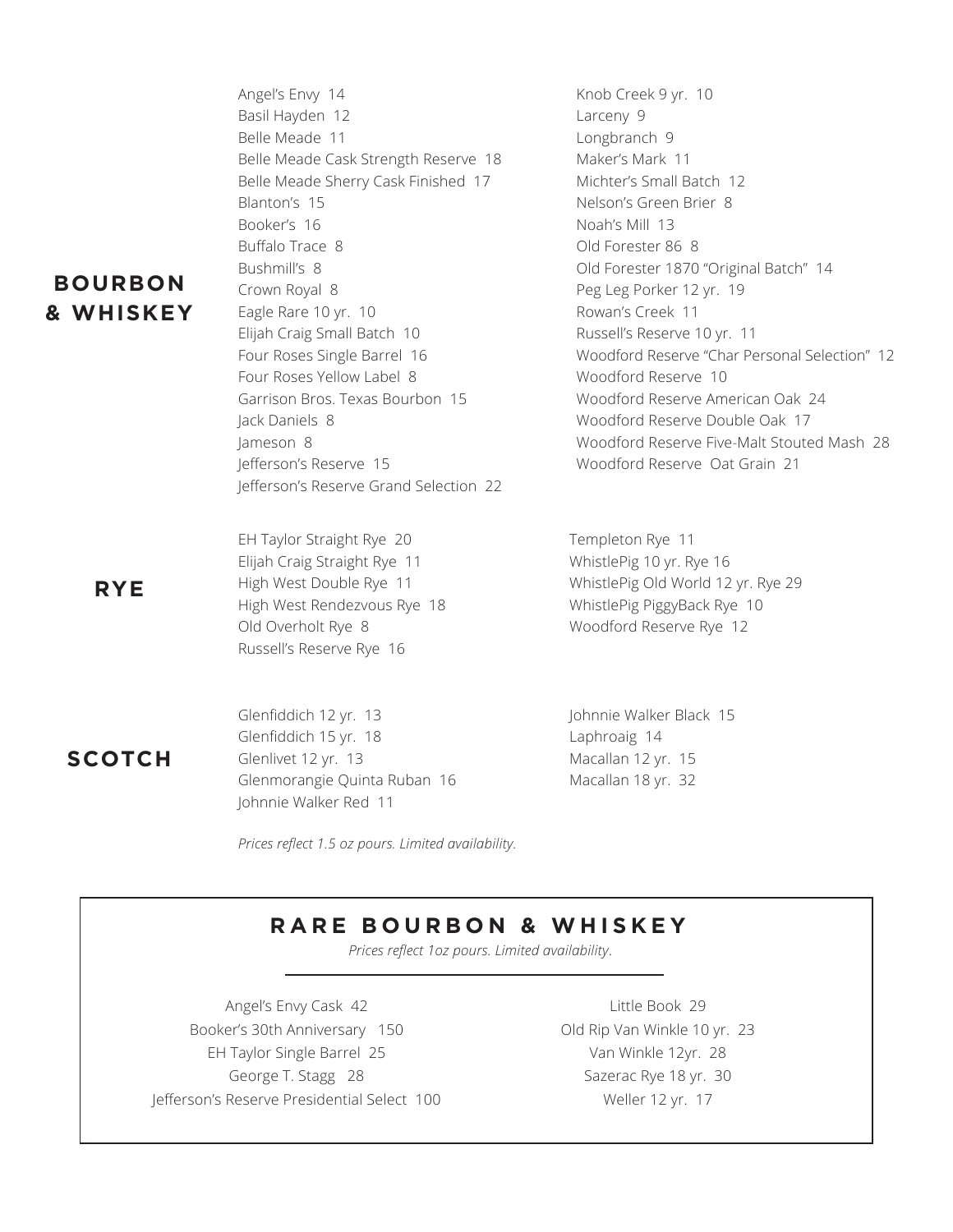## BOURBON & WHISKEY

Angel's Envy 14
Basil Hayden 12
Belle Meade 11
Belle Meade Cask Strength Reserve 18
Belle Meade Sherry Cask Finished 17
Blanton's 15
Booker's 16
Buffalo Trace 8
Bushmill's 8
Crown Royal 8
Eagle Rare 10 yr. 10
Elijah Craig Small Batch 10
Four Roses Single Barrel 16
Four Roses Yellow Label 8
Garrison Bros. Texas Bourbon 15
Jack Daniels 8
Jameson 8
Jefferson's Reserve 15
Jefferson's Reserve Grand Selection 22
Knob Creek 9 yr. 10
Larceny 9
Longbranch 9
Maker's Mark 11
Michter's Small Batch 12
Nelson's Green Brier 8
Noah's Mill 13
Old Forester 86 8
Old Forester 1870 "Original Batch" 14
Peg Leg Porker 12 yr. 19
Rowan's Creek 11
Russell's Reserve 10 yr. 11
Woodford Reserve "Char Personal Selection" 12
Woodford Reserve 10
Woodford Reserve American Oak 24
Woodford Reserve Double Oak 17
Woodford Reserve Five-Malt Stouted Mash 28
Woodford Reserve Oat Grain 21

## RYE

EH Taylor Straight Rye 20
Elijah Craig Straight Rye 11
High West Double Rye 11
High West Rendezvous Rye 18
Old Overholt Rye 8
Russell's Reserve Rye 16
Templeton Rye 11
WhistlePig 10 yr. Rye 16
WhistlePig Old World 12 yr. Rye 29
WhistlePig PiggyBack Rye 10
Woodford Reserve Rye 12

## SCOTCH

Glenfiddich 12 yr. 13
Glenfiddich 15 yr. 18
Glenlivet 12 yr. 13
Glenmorangie Quinta Ruban 16
Johnnie Walker Red 11
Johnnie Walker Black 15
Laphroaig 14
Macallan 12 yr. 15
Macallan 18 yr. 32

*Prices reflect 1.5 oz pours. Limited availability.*

## RARE BOURBON & WHISKEY

*Prices reflect 1oz pours. Limited availability.*

Angel's Envy Cask 42
Booker's 30th Anniversary 150
EH Taylor Single Barrel 25
George T. Stagg 28
Jefferson's Reserve Presidential Select 100
Little Book 29
Old Rip Van Winkle 10 yr. 23
Van Winkle 12yr. 28
Sazerac Rye 18 yr. 30
Weller 12 yr. 17